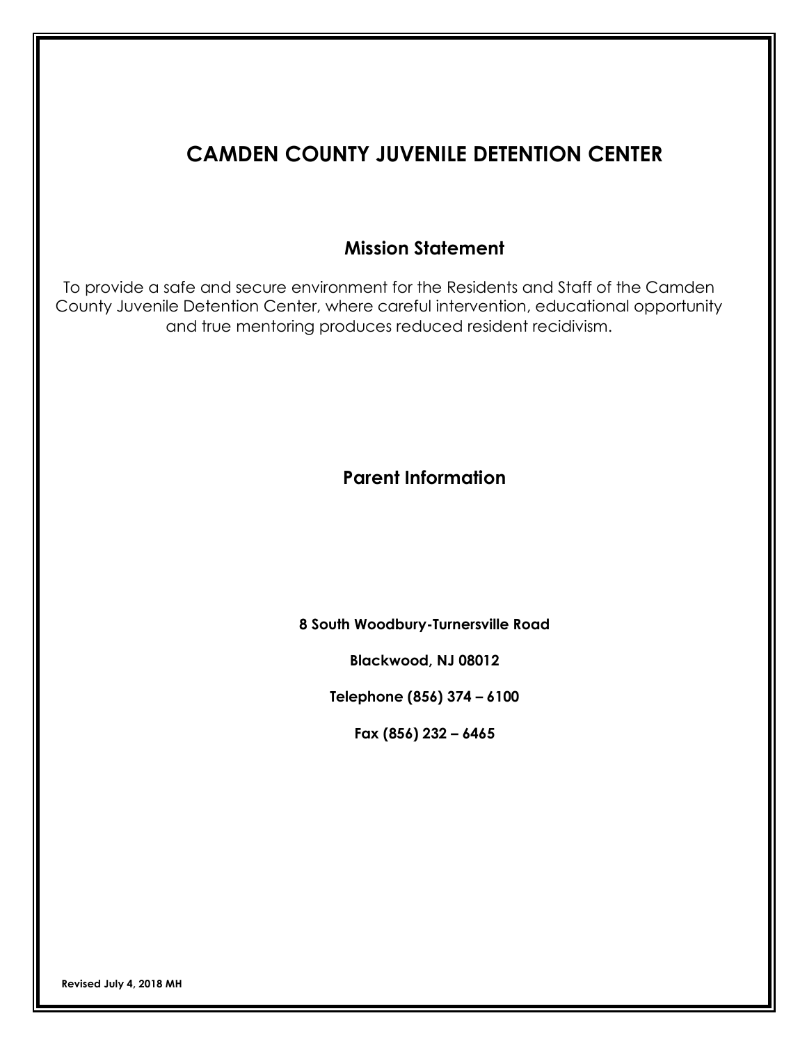# CAMDEN COUNTY JUVENILE DETENTION CENTER

## Mission Statement

To provide a safe and secure environment for the Residents and Staff of the Camden County Juvenile Detention Center, where careful intervention, educational opportunity and true mentoring produces reduced resident recidivism.

## Parent Information

**8 South Woodbury-Turnersville Road**

**Blackwood, NJ 08012**

**Telephone (856) 374 – 6100**

**Fax (856) 232 – 6465**

**Revised July 4, 2018 MH**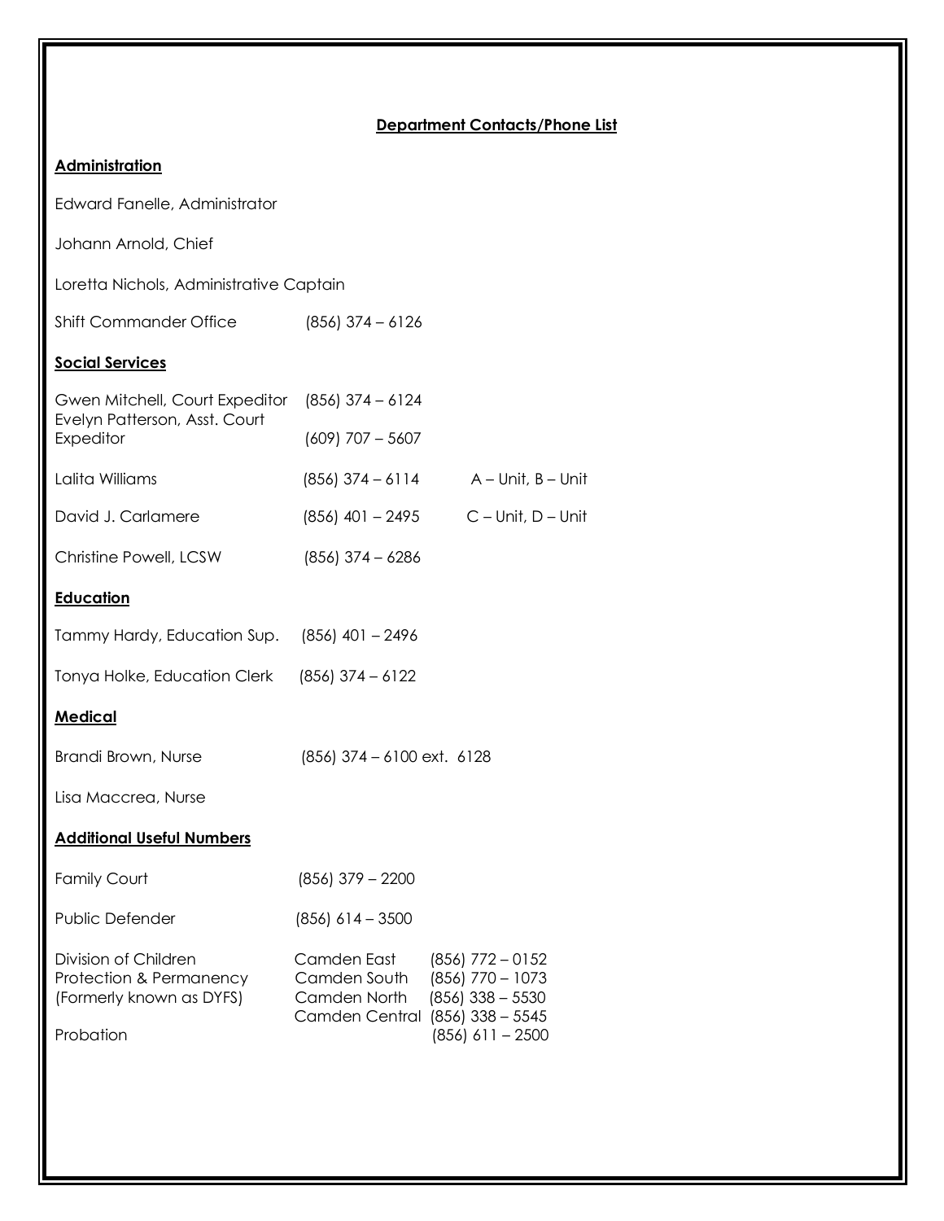## Department Contacts/Phone List

### Administration

Edward Fanelle, Administrator

Johann Arnold, Chief

Loretta Nichols, Administrative Captain

Shift Commander Office (856) 374 – 6126

### Social Services

| | | |
|---|---|---|
| Gwen Mitchell, Court Expeditor | (856) 374 – 6124 | |
| Evelyn Patterson, Asst. Court Expeditor | (609) 707 – 5607 | |
| Lalita Williams | (856) 374 – 6114 | A – Unit, B – Unit |
| David J. Carlamere | (856) 401 – 2495 | C – Unit, D – Unit |
| Christine Powell, LCSW | (856) 374 – 6286 | |

### Education

Tammy Hardy, Education Sup. (856) 401 – 2496

Tonya Holke, Education Clerk (856) 374 – 6122

### Medical

Brandi Brown, Nurse (856) 374 – 6100 ext. 6128

Lisa Maccrea, Nurse

### Additional Useful Numbers

| | | |
|---|---|---|
| Family Court | (856) 379 – 2200 | |
| Public Defender | (856) 614 – 3500 | |
| Division of Children Protection & Permanency (Formerly known as DYFS) | Camden East | (856) 772 – 0152 |
| | Camden South | (856) 770 – 1073 |
| | Camden North | (856) 338 – 5530 |
| | Camden Central | (856) 338 – 5545 |
| Probation | | (856) 611 – 2500 |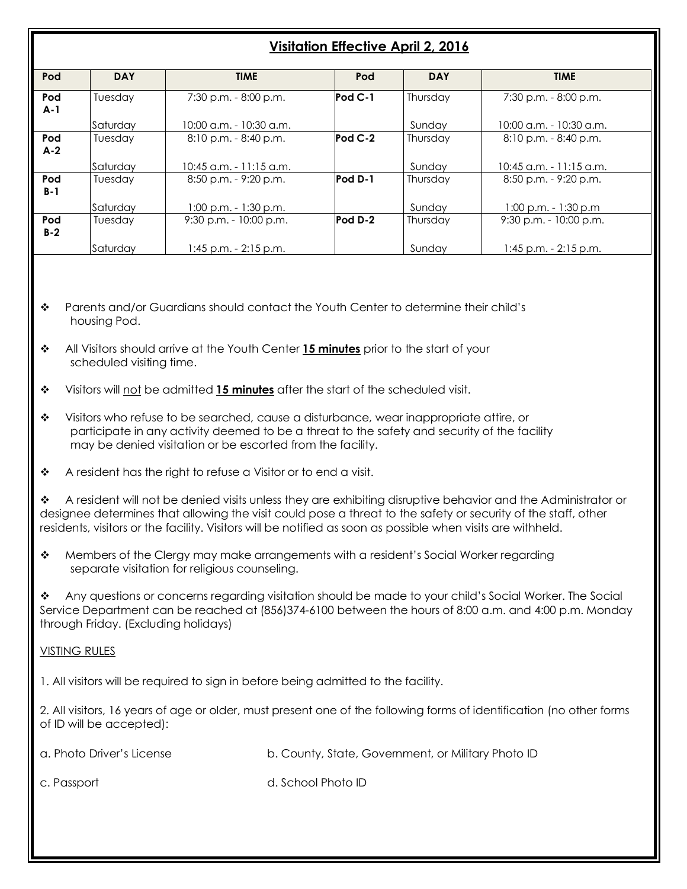## Visitation Effective April 2, 2016

| Pod | DAY | TIME | Pod | DAY | TIME |
|---|---|---|---|---|---|
| **Pod A-1** | Tuesday | 7:30 p.m. - 8:00 p.m. | **Pod C-1** | Thursday | 7:30 p.m. - 8:00 p.m. |
| | Saturday | 10:00 a.m. - 10:30 a.m. | | Sunday | 10:00 a.m. - 10:30 a.m. |
| **Pod A-2** | Tuesday | 8:10 p.m. - 8:40 p.m. | **Pod C-2** | Thursday | 8:10 p.m. - 8:40 p.m. |
| | Saturday | 10:45 a.m. - 11:15 a.m. | | Sunday | 10:45 a.m. - 11:15 a.m. |
| **Pod B-1** | Tuesday | 8:50 p.m. - 9:20 p.m. | **Pod D-1** | Thursday | 8:50 p.m. - 9:20 p.m. |
| | Saturday | 1:00 p.m. - 1:30 p.m. | | Sunday | 1:00 p.m. - 1:30 p.m |
| **Pod B-2** | Tuesday | 9:30 p.m. - 10:00 p.m. | **Pod D-2** | Thursday | 9:30 p.m. - 10:00 p.m. |
| | Saturday | 1:45 p.m. - 2:15 p.m. | | Sunday | 1:45 p.m. - 2:15 p.m. |

- Parents and/or Guardians should contact the Youth Center to determine their child's housing Pod.
- All Visitors should arrive at the Youth Center **15 minutes** prior to the start of your scheduled visiting time.
- Visitors will not be admitted **15 minutes** after the start of the scheduled visit.
- Visitors who refuse to be searched, cause a disturbance, wear inappropriate attire, or participate in any activity deemed to be a threat to the safety and security of the facility may be denied visitation or be escorted from the facility.
- A resident has the right to refuse a Visitor or to end a visit.
- A resident will not be denied visits unless they are exhibiting disruptive behavior and the Administrator or designee determines that allowing the visit could pose a threat to the safety or security of the staff, other residents, visitors or the facility. Visitors will be notified as soon as possible when visits are withheld.
- Members of the Clergy may make arrangements with a resident's Social Worker regarding separate visitation for religious counseling.
- Any questions or concerns regarding visitation should be made to your child's Social Worker. The Social Service Department can be reached at (856)374-6100 between the hours of 8:00 a.m. and 4:00 p.m. Monday through Friday. (Excluding holidays)

VISTING RULES

1. All visitors will be required to sign in before being admitted to the facility.

2. All visitors, 16 years of age or older, must present one of the following forms of identification (no other forms of ID will be accepted):

a. Photo Driver's License

b. County, State, Government, or Military Photo ID

c. Passport

d. School Photo ID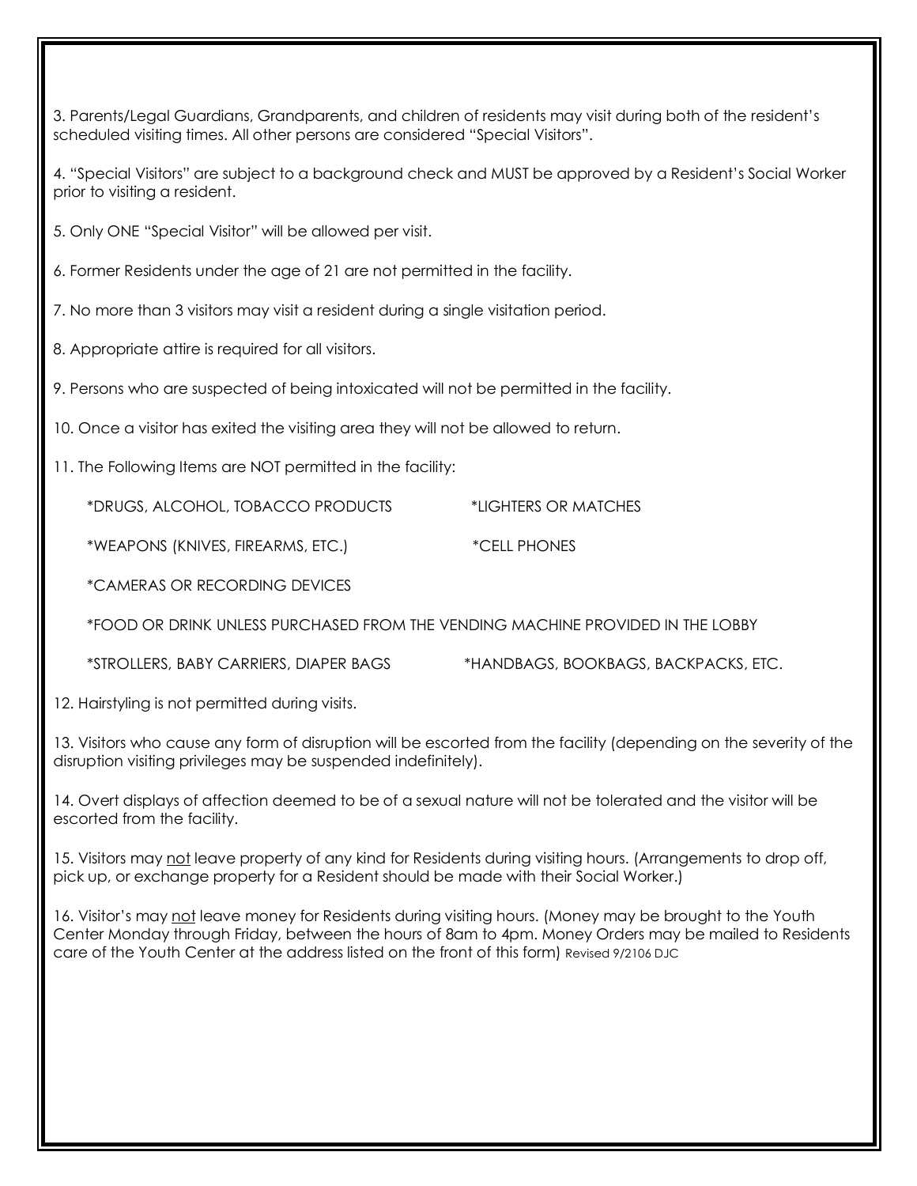3. Parents/Legal Guardians, Grandparents, and children of residents may visit during both of the resident's scheduled visiting times. All other persons are considered "Special Visitors".

4. "Special Visitors" are subject to a background check and MUST be approved by a Resident's Social Worker prior to visiting a resident.

5. Only ONE "Special Visitor" will be allowed per visit.

6. Former Residents under the age of 21 are not permitted in the facility.

7. No more than 3 visitors may visit a resident during a single visitation period.

8. Appropriate attire is required for all visitors.

9. Persons who are suspected of being intoxicated will not be permitted in the facility.

10. Once a visitor has exited the visiting area they will not be allowed to return.

11. The Following Items are NOT permitted in the facility:

*DRUGS, ALCOHOL, TOBACCO PRODUCTS

*LIGHTERS OR MATCHES

*WEAPONS (KNIVES, FIREARMS, ETC.)

*CELL PHONES

*CAMERAS OR RECORDING DEVICES

*FOOD OR DRINK UNLESS PURCHASED FROM THE VENDING MACHINE PROVIDED IN THE LOBBY

*STROLLERS, BABY CARRIERS, DIAPER BAGS

*HANDBAGS, BOOKBAGS, BACKPACKS, ETC.

12. Hairstyling is not permitted during visits.

13. Visitors who cause any form of disruption will be escorted from the facility (depending on the severity of the disruption visiting privileges may be suspended indefinitely).

14. Overt displays of affection deemed to be of a sexual nature will not be tolerated and the visitor will be escorted from the facility.

15. Visitors may <u>not</u> leave property of any kind for Residents during visiting hours. (Arrangements to drop off, pick up, or exchange property for a Resident should be made with their Social Worker.)

16. Visitor's may <u>not</u> leave money for Residents during visiting hours. (Money may be brought to the Youth Center Monday through Friday, between the hours of 8am to 4pm. Money Orders may be mailed to Residents care of the Youth Center at the address listed on the front of this form) Revised 9/2106 DJC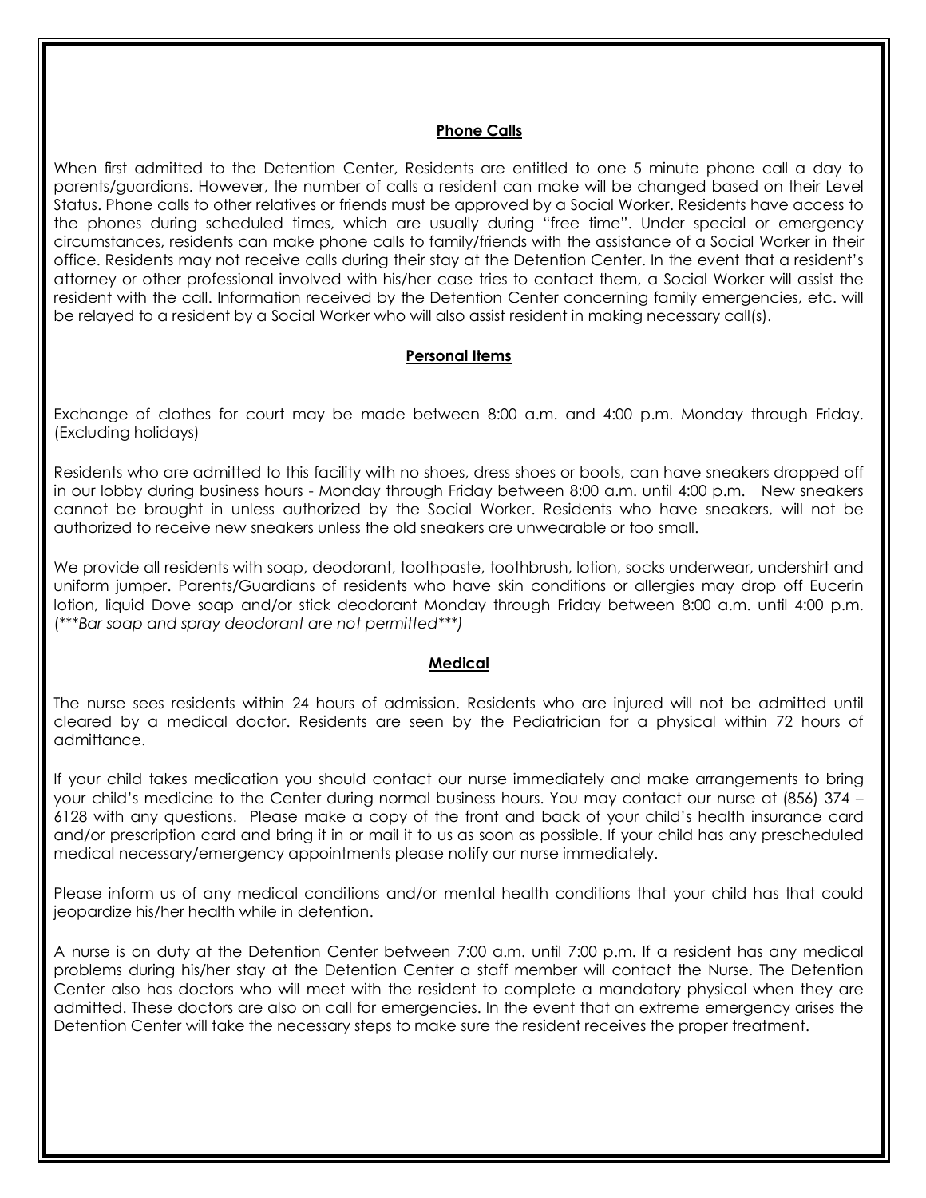## Phone Calls

When first admitted to the Detention Center, Residents are entitled to one 5 minute phone call a day to parents/guardians. However, the number of calls a resident can make will be changed based on their Level Status. Phone calls to other relatives or friends must be approved by a Social Worker. Residents have access to the phones during scheduled times, which are usually during "free time". Under special or emergency circumstances, residents can make phone calls to family/friends with the assistance of a Social Worker in their office. Residents may not receive calls during their stay at the Detention Center. In the event that a resident's attorney or other professional involved with his/her case tries to contact them, a Social Worker will assist the resident with the call. Information received by the Detention Center concerning family emergencies, etc. will be relayed to a resident by a Social Worker who will also assist resident in making necessary call(s).

## Personal Items

Exchange of clothes for court may be made between 8:00 a.m. and 4:00 p.m. Monday through Friday. (Excluding holidays)

Residents who are admitted to this facility with no shoes, dress shoes or boots, can have sneakers dropped off in our lobby during business hours - Monday through Friday between 8:00 a.m. until 4:00 p.m. New sneakers cannot be brought in unless authorized by the Social Worker. Residents who have sneakers, will not be authorized to receive new sneakers unless the old sneakers are unwearable or too small.

We provide all residents with soap, deodorant, toothpaste, toothbrush, lotion, socks underwear, undershirt and uniform jumper. Parents/Guardians of residents who have skin conditions or allergies may drop off Eucerin lotion, liquid Dove soap and/or stick deodorant Monday through Friday between 8:00 a.m. until 4:00 p.m. *(\*\*\*Bar soap and spray deodorant are not permitted\*\*\*)*

## Medical

The nurse sees residents within 24 hours of admission. Residents who are injured will not be admitted until cleared by a medical doctor. Residents are seen by the Pediatrician for a physical within 72 hours of admittance.

If your child takes medication you should contact our nurse immediately and make arrangements to bring your child's medicine to the Center during normal business hours. You may contact our nurse at (856) 374 – 6128 with any questions. Please make a copy of the front and back of your child's health insurance card and/or prescription card and bring it in or mail it to us as soon as possible. If your child has any prescheduled medical necessary/emergency appointments please notify our nurse immediately.

Please inform us of any medical conditions and/or mental health conditions that your child has that could jeopardize his/her health while in detention.

A nurse is on duty at the Detention Center between 7:00 a.m. until 7:00 p.m. If a resident has any medical problems during his/her stay at the Detention Center a staff member will contact the Nurse. The Detention Center also has doctors who will meet with the resident to complete a mandatory physical when they are admitted. These doctors are also on call for emergencies. In the event that an extreme emergency arises the Detention Center will take the necessary steps to make sure the resident receives the proper treatment.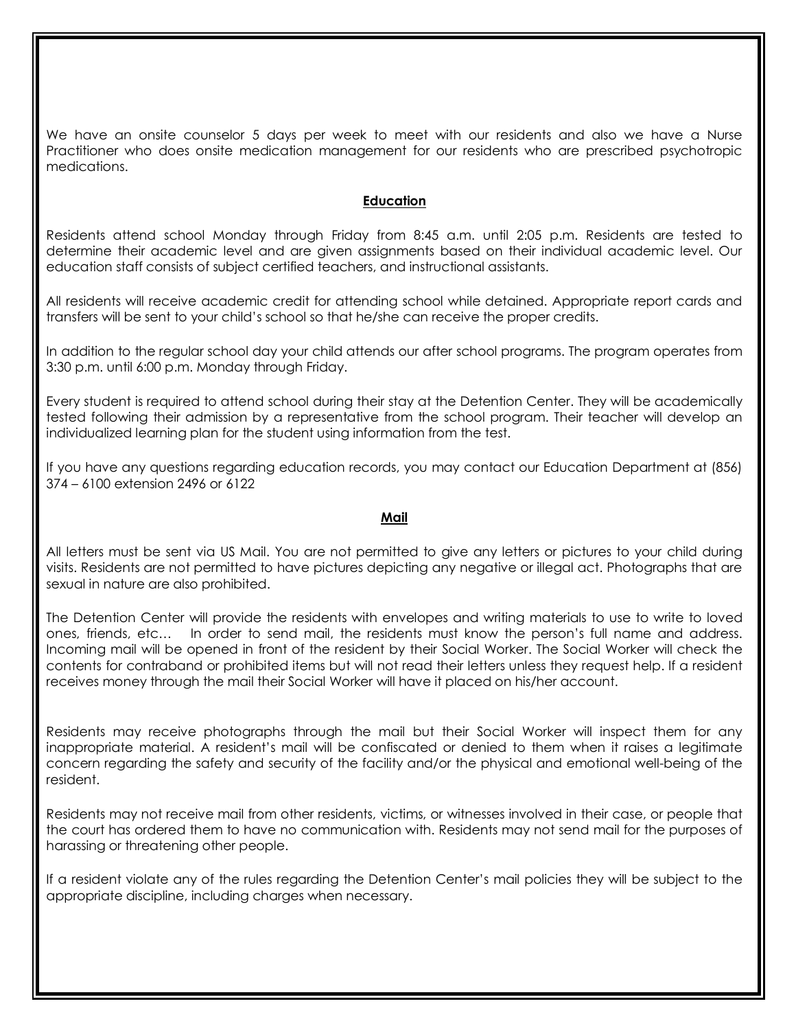We have an onsite counselor 5 days per week to meet with our residents and also we have a Nurse Practitioner who does onsite medication management for our residents who are prescribed psychotropic medications.

## Education

Residents attend school Monday through Friday from 8:45 a.m. until 2:05 p.m. Residents are tested to determine their academic level and are given assignments based on their individual academic level. Our education staff consists of subject certified teachers, and instructional assistants.

All residents will receive academic credit for attending school while detained. Appropriate report cards and transfers will be sent to your child's school so that he/she can receive the proper credits.

In addition to the regular school day your child attends our after school programs. The program operates from 3:30 p.m. until 6:00 p.m. Monday through Friday.

Every student is required to attend school during their stay at the Detention Center. They will be academically tested following their admission by a representative from the school program. Their teacher will develop an individualized learning plan for the student using information from the test.

If you have any questions regarding education records, you may contact our Education Department at (856) 374 – 6100 extension 2496 or 6122

## Mail

All letters must be sent via US Mail. You are not permitted to give any letters or pictures to your child during visits. Residents are not permitted to have pictures depicting any negative or illegal act. Photographs that are sexual in nature are also prohibited.

The Detention Center will provide the residents with envelopes and writing materials to use to write to loved ones, friends, etc… In order to send mail, the residents must know the person's full name and address. Incoming mail will be opened in front of the resident by their Social Worker. The Social Worker will check the contents for contraband or prohibited items but will not read their letters unless they request help. If a resident receives money through the mail their Social Worker will have it placed on his/her account.

Residents may receive photographs through the mail but their Social Worker will inspect them for any inappropriate material. A resident's mail will be confiscated or denied to them when it raises a legitimate concern regarding the safety and security of the facility and/or the physical and emotional well-being of the resident.

Residents may not receive mail from other residents, victims, or witnesses involved in their case, or people that the court has ordered them to have no communication with. Residents may not send mail for the purposes of harassing or threatening other people.

If a resident violate any of the rules regarding the Detention Center's mail policies they will be subject to the appropriate discipline, including charges when necessary.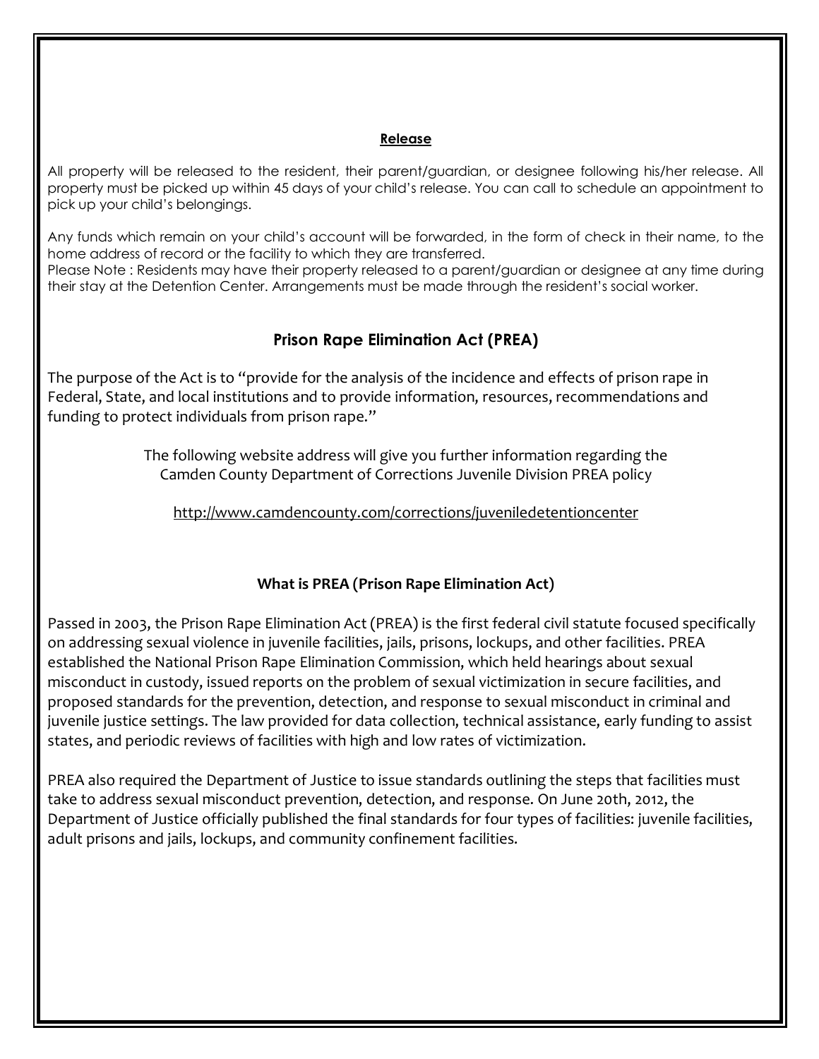## Release

All property will be released to the resident, their parent/guardian, or designee following his/her release. All property must be picked up within 45 days of your child's release. You can call to schedule an appointment to pick up your child's belongings.

Any funds which remain on your child's account will be forwarded, in the form of check in their name, to the home address of record or the facility to which they are transferred.
Please Note : Residents may have their property released to a parent/guardian or designee at any time during their stay at the Detention Center. Arrangements must be made through the resident's social worker.

## Prison Rape Elimination Act (PREA)

The purpose of the Act is to "provide for the analysis of the incidence and effects of prison rape in Federal, State, and local institutions and to provide information, resources, recommendations and funding to protect individuals from prison rape."

The following website address will give you further information regarding the Camden County Department of Corrections Juvenile Division PREA policy

http://www.camdencounty.com/corrections/juveniledetentioncenter

### What is PREA (Prison Rape Elimination Act)

Passed in 2003, the Prison Rape Elimination Act (PREA) is the first federal civil statute focused specifically on addressing sexual violence in juvenile facilities, jails, prisons, lockups, and other facilities. PREA established the National Prison Rape Elimination Commission, which held hearings about sexual misconduct in custody, issued reports on the problem of sexual victimization in secure facilities, and proposed standards for the prevention, detection, and response to sexual misconduct in criminal and juvenile justice settings. The law provided for data collection, technical assistance, early funding to assist states, and periodic reviews of facilities with high and low rates of victimization.

PREA also required the Department of Justice to issue standards outlining the steps that facilities must take to address sexual misconduct prevention, detection, and response. On June 20th, 2012, the Department of Justice officially published the final standards for four types of facilities: juvenile facilities, adult prisons and jails, lockups, and community confinement facilities.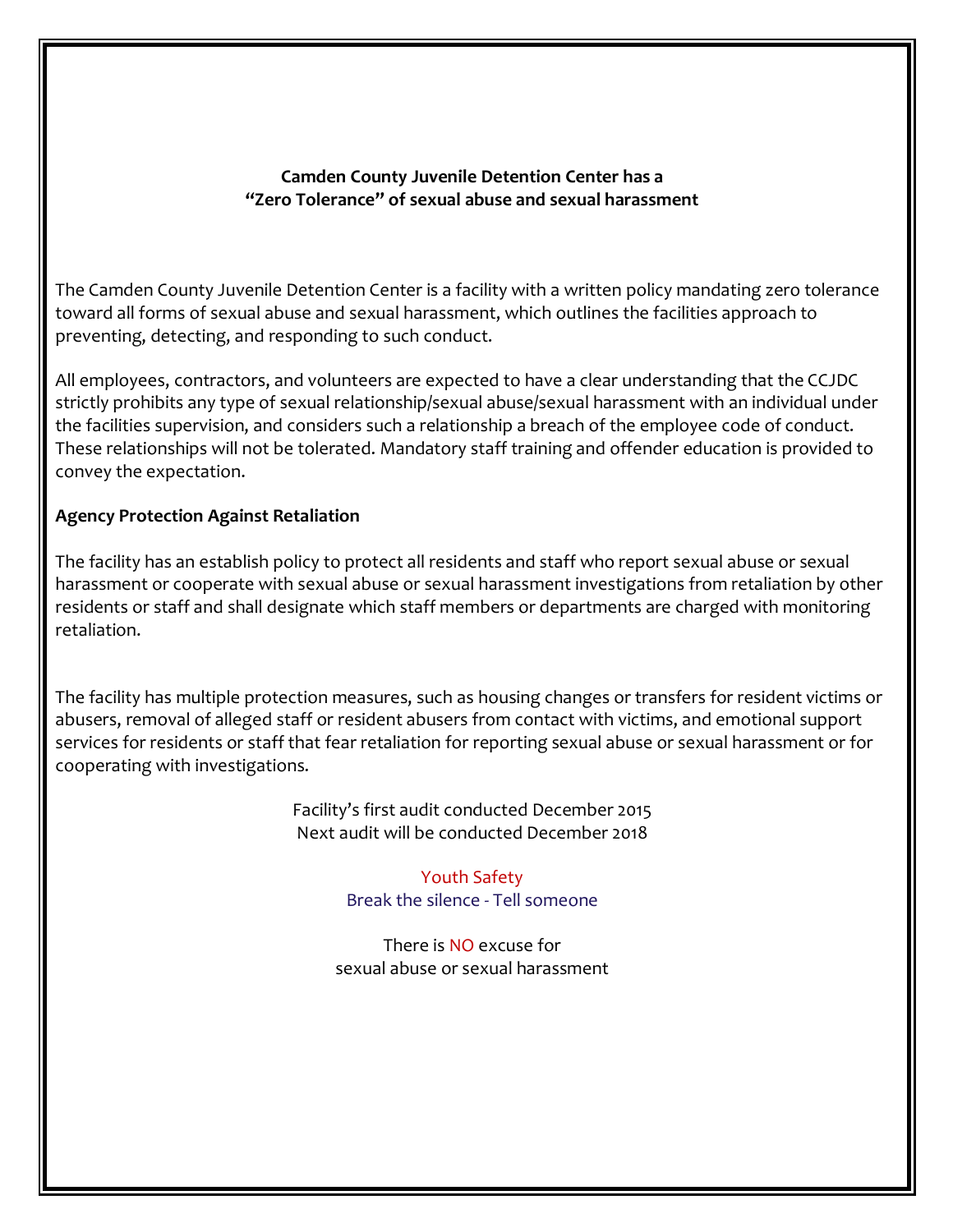**Camden County Juvenile Detention Center has a "Zero Tolerance" of sexual abuse and sexual harassment**

The Camden County Juvenile Detention Center is a facility with a written policy mandating zero tolerance toward all forms of sexual abuse and sexual harassment, which outlines the facilities approach to preventing, detecting, and responding to such conduct.

All employees, contractors, and volunteers are expected to have a clear understanding that the CCJDC strictly prohibits any type of sexual relationship/sexual abuse/sexual harassment with an individual under the facilities supervision, and considers such a relationship a breach of the employee code of conduct. These relationships will not be tolerated. Mandatory staff training and offender education is provided to convey the expectation.

**Agency Protection Against Retaliation**

The facility has an establish policy to protect all residents and staff who report sexual abuse or sexual harassment or cooperate with sexual abuse or sexual harassment investigations from retaliation by other residents or staff and shall designate which staff members or departments are charged with monitoring retaliation.

The facility has multiple protection measures, such as housing changes or transfers for resident victims or abusers, removal of alleged staff or resident abusers from contact with victims, and emotional support services for residents or staff that fear retaliation for reporting sexual abuse or sexual harassment or for cooperating with investigations.

Facility's first audit conducted December 2015
Next audit will be conducted December 2018

Youth Safety
Break the silence - Tell someone

There is NO excuse for
sexual abuse or sexual harassment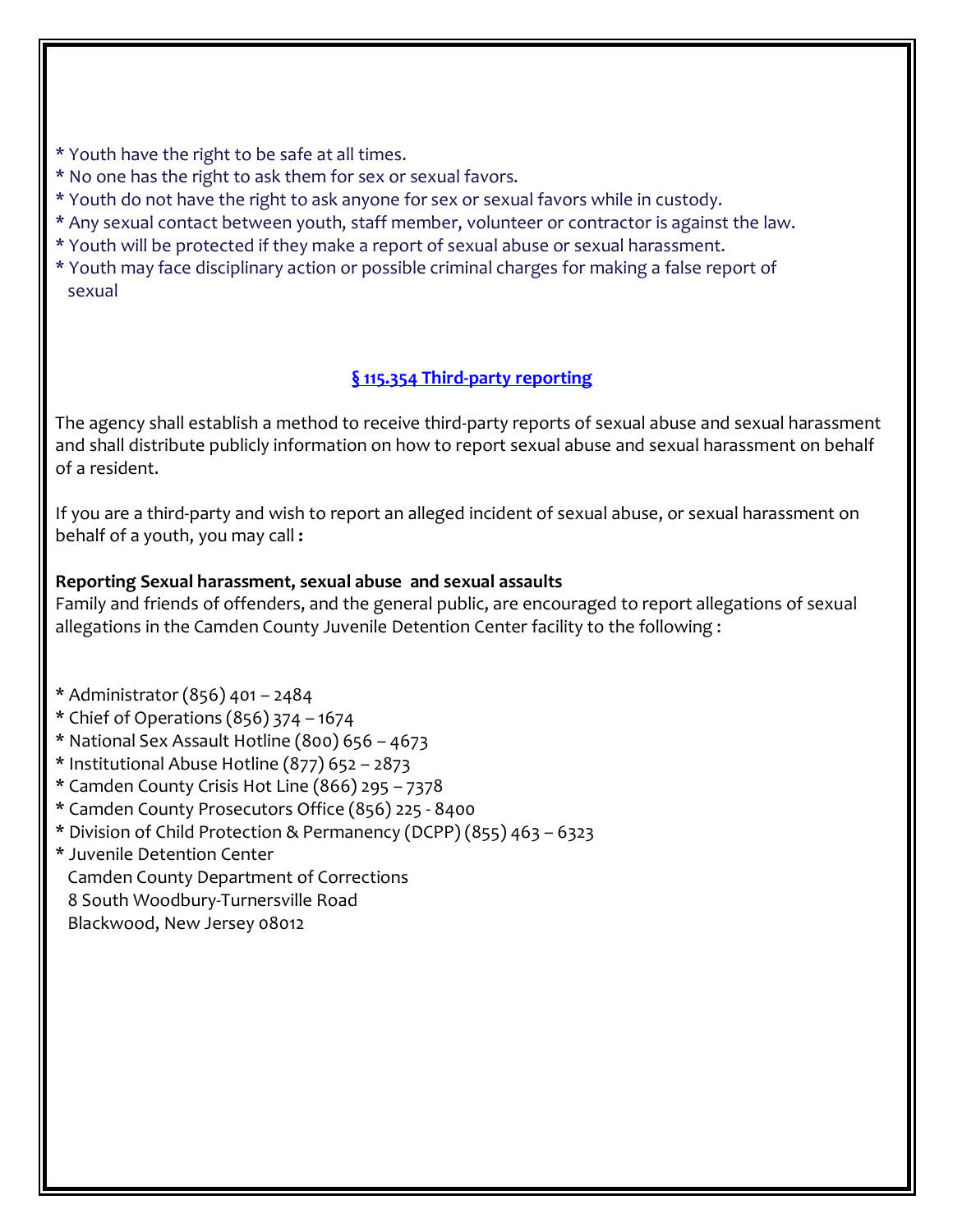* Youth have the right to be safe at all times.
* No one has the right to ask them for sex or sexual favors.
* Youth do not have the right to ask anyone for sex or sexual favors while in custody.
* Any sexual contact between youth, staff member, volunteer or contractor is against the law.
* Youth will be protected if they make a report of sexual abuse or sexual harassment.
* Youth may face disciplinary action or possible criminal charges for making a false report of sexual

## [§ 115.354 Third-party reporting]()

The agency shall establish a method to receive third-party reports of sexual abuse and sexual harassment and shall distribute publicly information on how to report sexual abuse and sexual harassment on behalf of a resident.

If you are a third-party and wish to report an alleged incident of sexual abuse, or sexual harassment on behalf of a youth, you may call **:**

**Reporting Sexual harassment, sexual abuse and sexual assaults**
Family and friends of offenders, and the general public, are encouraged to report allegations of sexual allegations in the Camden County Juvenile Detention Center facility to the following :

* Administrator (856) 401 – 2484
* Chief of Operations (856) 374 – 1674
* National Sex Assault Hotline (800) 656 – 4673
* Institutional Abuse Hotline (877) 652 – 2873
* Camden County Crisis Hot Line (866) 295 – 7378
* Camden County Prosecutors Office (856) 225 - 8400
* Division of Child Protection & Permanency (DCPP) (855) 463 – 6323
* Juvenile Detention Center
  Camden County Department of Corrections
  8 South Woodbury-Turnersville Road
  Blackwood, New Jersey 08012